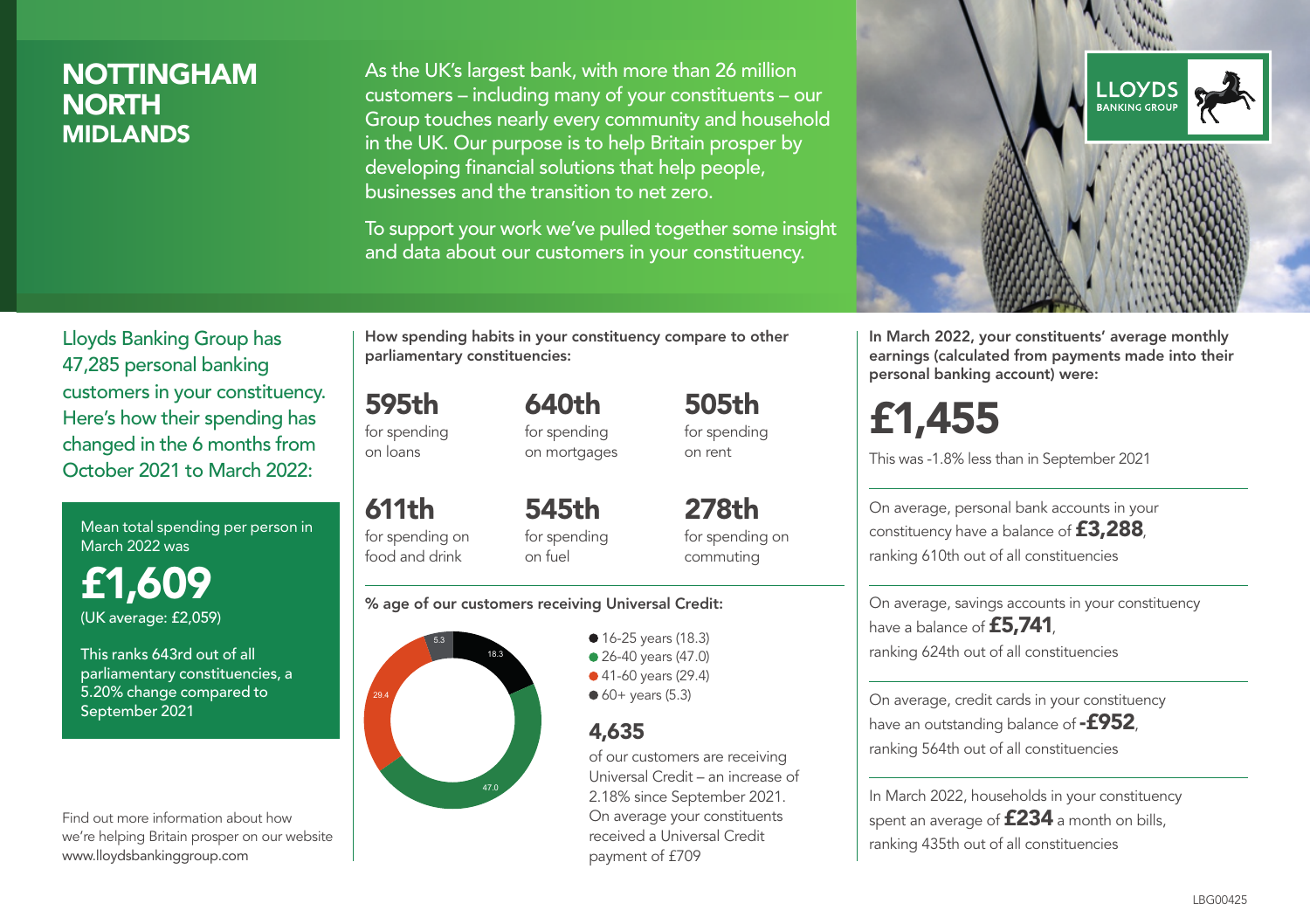# NOTTINGHAM NORTH

## MIDLANDS

As the UK's largest bank, with more than 26 million customers – including many of your constituents – our Group touches nearly every community and household in the UK. Our purpose is to help Britain prosper by developing financial solutions that help people, businesses and the transition to net zero.

To support your work we've pulled together some insight and data about our customers in your constituency.

Lloyds Banking Group has 47,285 personal banking customers in your constituency. Here's how their spending has changed in the 6 months from October 2021 to March 2022:

Mean total spending per person in March 2022 was

**£1,609**

(UK average: £2,059)

This ranks 643rd out of all parliamentary constituencies, a 5.20% change compared to September 2021

Find out more information about how we're helping Britain prosper on our website www.lloydsbankinggroup.com

**How spending habits in your constituency compare to other parliamentary constituencies:**

**595th** for spending on loans

**640th** for spending on mortgages

**505th** for spending on rent

**611th** for spending on food and drink

**545th** for spending on fuel

**278th** for spending on commuting

**% age of our customers receiving Universal Credit:**

- 16-25 years (18.3)
- 26-40 years (47.0)
- 41-60 years (29.4)
- 60+ years (5.3)

**4,635** of our customers are receiving Universal Credit – an increase of 2.18% since September 2021. On average your constituents received a Universal Credit payment of £709

**In March 2022, your constituents' average monthly earnings (calculated from payments made into their personal banking account) were:**

**£1,455**

This was -1.8% less than in September 2021

On average, personal bank accounts in your constituency have a balance of **£3,288**, ranking 610th out of all constituencies

On average, savings accounts in your constituency have a balance of **£5,741**, ranking 624th out of all constituencies

On average, credit cards in your constituency have an outstanding balance of **-£952**, ranking 564th out of all constituencies

In March 2022, households in your constituency spent an average of **£234** a month on bills, ranking 435th out of all constituencies

LBG00425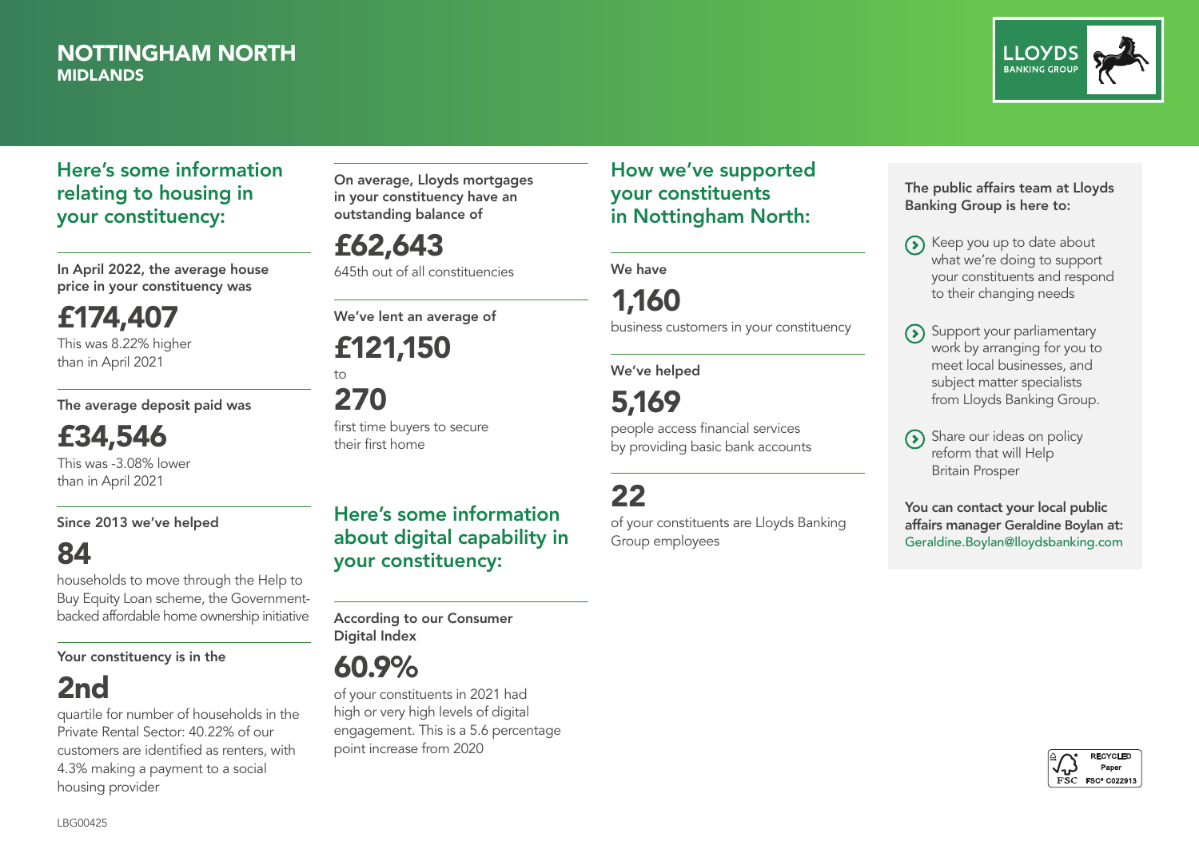# NOTTINGHAM NORTH
## MIDLANDS

## Here's some information relating to housing in your constituency:

In April 2022, the average house price in your constituency was

**£174,407**

This was 8.22% higher than in April 2021

The average deposit paid was

**£34,546**

This was -3.08% lower than in April 2021

Since 2013 we've helped

**84**

households to move through the Help to Buy Equity Loan scheme, the Government-backed affordable home ownership initiative

Your constituency is in the

**2nd**

quartile for number of households in the Private Rental Sector: 40.22% of our customers are identified as renters, with 4.3% making a payment to a social housing provider

On average, Lloyds mortgages in your constituency have an outstanding balance of

**£62,643**

645th out of all constituencies

We've lent an average of

**£121,150**

to

**270**

first time buyers to secure their first home

## Here's some information about digital capability in your constituency:

According to our Consumer Digital Index

**60.9%**

of your constituents in 2021 had high or very high levels of digital engagement. This is a 5.6 percentage point increase from 2020

## How we've supported your constituents in Nottingham North:

We have

**1,160**

business customers in your constituency

We've helped

**5,169**

people access financial services by providing basic bank accounts

**22**

of your constituents are Lloyds Banking Group employees

**The public affairs team at Lloyds Banking Group is here to:**

- Keep you up to date about what we're doing to support your constituents and respond to their changing needs
- Support your parliamentary work by arranging for you to meet local businesses, and subject matter specialists from Lloyds Banking Group.
- Share our ideas on policy reform that will Help Britain Prosper

**You can contact your local public affairs manager Geraldine Boylan at:** Geraldine.Boylan@lloydsbanking.com

LBG00425